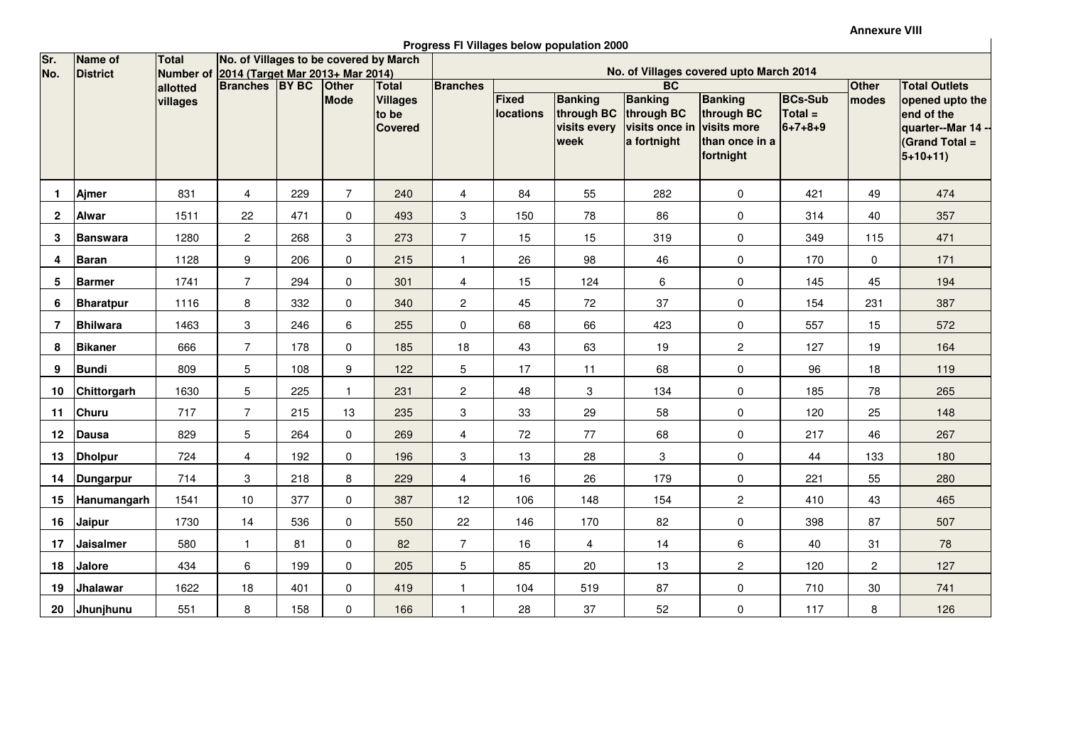Annexure VIII

**Progress FI Villages below population 2000**

| Sr. No. | Name of District | Total Number of allotted villages | No. of Villages to be covered by March 2014 (Target Mar 2013+ Mar 2014) | | | | No. of Villages covered upto March 2014 | | | | | | | |
|---|---|---|---|---|---|---|---|---|---|---|---|---|---|---|
| | | | Branches | BY BC | Other Mode | Total Villages to be Covered | Branches | BC | | | | | Other modes | Total Outlets opened upto the end of the quarter--Mar 14 --(Grand Total = 5+10+11) |
| | | | | | | | | Fixed locations | Banking through BC visits every week | Banking through BC visits once in a fortnight | Banking through BC visits more than once in a fortnight | BCs-Sub Total = 6+7+8+9 | | |
| 1 | Ajmer | 831 | 4 | 229 | 7 | 240 | 4 | 84 | 55 | 282 | 0 | 421 | 49 | 474 |
| 2 | Alwar | 1511 | 22 | 471 | 0 | 493 | 3 | 150 | 78 | 86 | 0 | 314 | 40 | 357 |
| 3 | Banswara | 1280 | 2 | 268 | 3 | 273 | 7 | 15 | 15 | 319 | 0 | 349 | 115 | 471 |
| 4 | Baran | 1128 | 9 | 206 | 0 | 215 | 1 | 26 | 98 | 46 | 0 | 170 | 0 | 171 |
| 5 | Barmer | 1741 | 7 | 294 | 0 | 301 | 4 | 15 | 124 | 6 | 0 | 145 | 45 | 194 |
| 6 | Bharatpur | 1116 | 8 | 332 | 0 | 340 | 2 | 45 | 72 | 37 | 0 | 154 | 231 | 387 |
| 7 | Bhilwara | 1463 | 3 | 246 | 6 | 255 | 0 | 68 | 66 | 423 | 0 | 557 | 15 | 572 |
| 8 | Bikaner | 666 | 7 | 178 | 0 | 185 | 18 | 43 | 63 | 19 | 2 | 127 | 19 | 164 |
| 9 | Bundi | 809 | 5 | 108 | 9 | 122 | 5 | 17 | 11 | 68 | 0 | 96 | 18 | 119 |
| 10 | Chittorgarh | 1630 | 5 | 225 | 1 | 231 | 2 | 48 | 3 | 134 | 0 | 185 | 78 | 265 |
| 11 | Churu | 717 | 7 | 215 | 13 | 235 | 3 | 33 | 29 | 58 | 0 | 120 | 25 | 148 |
| 12 | Dausa | 829 | 5 | 264 | 0 | 269 | 4 | 72 | 77 | 68 | 0 | 217 | 46 | 267 |
| 13 | Dholpur | 724 | 4 | 192 | 0 | 196 | 3 | 13 | 28 | 3 | 0 | 44 | 133 | 180 |
| 14 | Dungarpur | 714 | 3 | 218 | 8 | 229 | 4 | 16 | 26 | 179 | 0 | 221 | 55 | 280 |
| 15 | Hanumangarh | 1541 | 10 | 377 | 0 | 387 | 12 | 106 | 148 | 154 | 2 | 410 | 43 | 465 |
| 16 | Jaipur | 1730 | 14 | 536 | 0 | 550 | 22 | 146 | 170 | 82 | 0 | 398 | 87 | 507 |
| 17 | Jaisalmer | 580 | 1 | 81 | 0 | 82 | 7 | 16 | 4 | 14 | 6 | 40 | 31 | 78 |
| 18 | Jalore | 434 | 6 | 199 | 0 | 205 | 5 | 85 | 20 | 13 | 2 | 120 | 2 | 127 |
| 19 | Jhalawar | 1622 | 18 | 401 | 0 | 419 | 1 | 104 | 519 | 87 | 0 | 710 | 30 | 741 |
| 20 | Jhunjhunu | 551 | 8 | 158 | 0 | 166 | 1 | 28 | 37 | 52 | 0 | 117 | 8 | 126 |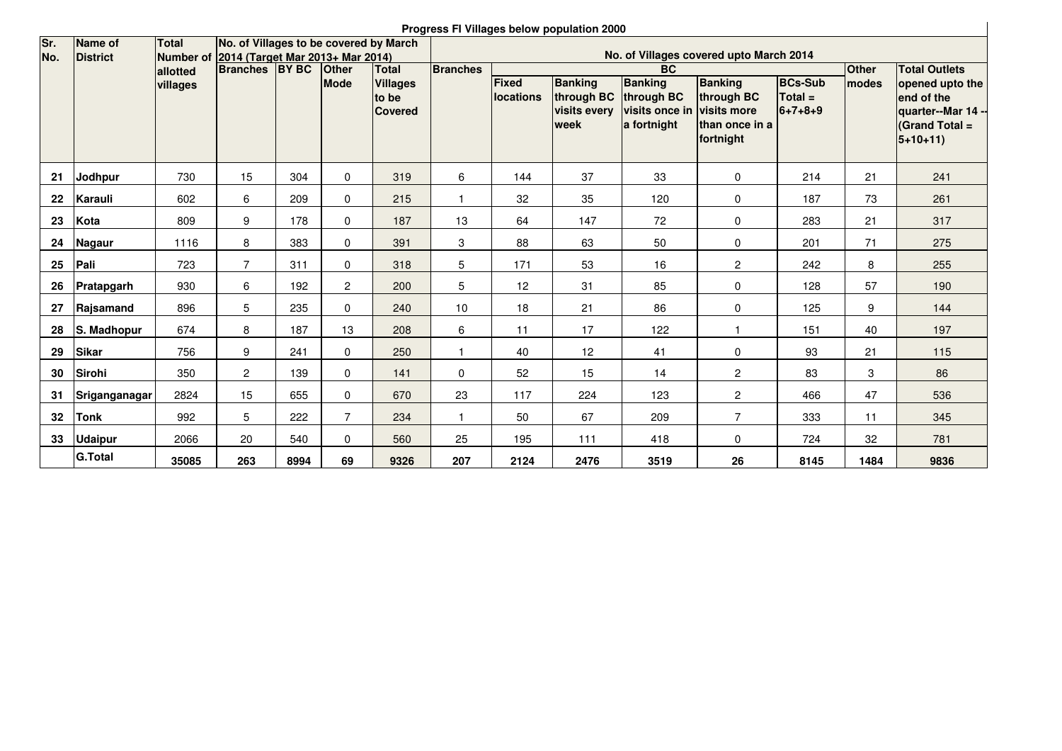**Progress FI Villages below population 2000**

| Sr. No. | Name of District | Total Number of allotted villages | No. of Villages to be covered by March 2014 (Target Mar 2013+ Mar 2014) | | | | No. of Villages covered upto March 2014 | | | | | | | |
|---|---|---|---|---|---|---|---|---|---|---|---|---|---|---|
| | | | Branches | BY BC | Other Mode | Total Villages to be Covered | Branches | BC | | | | | Other modes | Total Outlets opened upto the end of the quarter--Mar 14 --(Grand Total = 5+10+11) |
| | | | | | | | | Fixed locations | Banking through BC visits every week | Banking through BC visits once in a fortnight | Banking through BC visits more than once in a fortnight | BCs-Sub Total = 6+7+8+9 | | |
| 21 | Jodhpur | 730 | 15 | 304 | 0 | 319 | 6 | 144 | 37 | 33 | 0 | 214 | 21 | 241 |
| 22 | Karauli | 602 | 6 | 209 | 0 | 215 | 1 | 32 | 35 | 120 | 0 | 187 | 73 | 261 |
| 23 | Kota | 809 | 9 | 178 | 0 | 187 | 13 | 64 | 147 | 72 | 0 | 283 | 21 | 317 |
| 24 | Nagaur | 1116 | 8 | 383 | 0 | 391 | 3 | 88 | 63 | 50 | 0 | 201 | 71 | 275 |
| 25 | Pali | 723 | 7 | 311 | 0 | 318 | 5 | 171 | 53 | 16 | 2 | 242 | 8 | 255 |
| 26 | Pratapgarh | 930 | 6 | 192 | 2 | 200 | 5 | 12 | 31 | 85 | 0 | 128 | 57 | 190 |
| 27 | Rajsamand | 896 | 5 | 235 | 0 | 240 | 10 | 18 | 21 | 86 | 0 | 125 | 9 | 144 |
| 28 | S. Madhopur | 674 | 8 | 187 | 13 | 208 | 6 | 11 | 17 | 122 | 1 | 151 | 40 | 197 |
| 29 | Sikar | 756 | 9 | 241 | 0 | 250 | 1 | 40 | 12 | 41 | 0 | 93 | 21 | 115 |
| 30 | Sirohi | 350 | 2 | 139 | 0 | 141 | 0 | 52 | 15 | 14 | 2 | 83 | 3 | 86 |
| 31 | Sriganganagar | 2824 | 15 | 655 | 0 | 670 | 23 | 117 | 224 | 123 | 2 | 466 | 47 | 536 |
| 32 | Tonk | 992 | 5 | 222 | 7 | 234 | 1 | 50 | 67 | 209 | 7 | 333 | 11 | 345 |
| 33 | Udaipur | 2066 | 20 | 540 | 0 | 560 | 25 | 195 | 111 | 418 | 0 | 724 | 32 | 781 |
| | **G.Total** | **35085** | **263** | **8994** | **69** | **9326** | **207** | **2124** | **2476** | **3519** | **26** | **8145** | **1484** | **9836** |